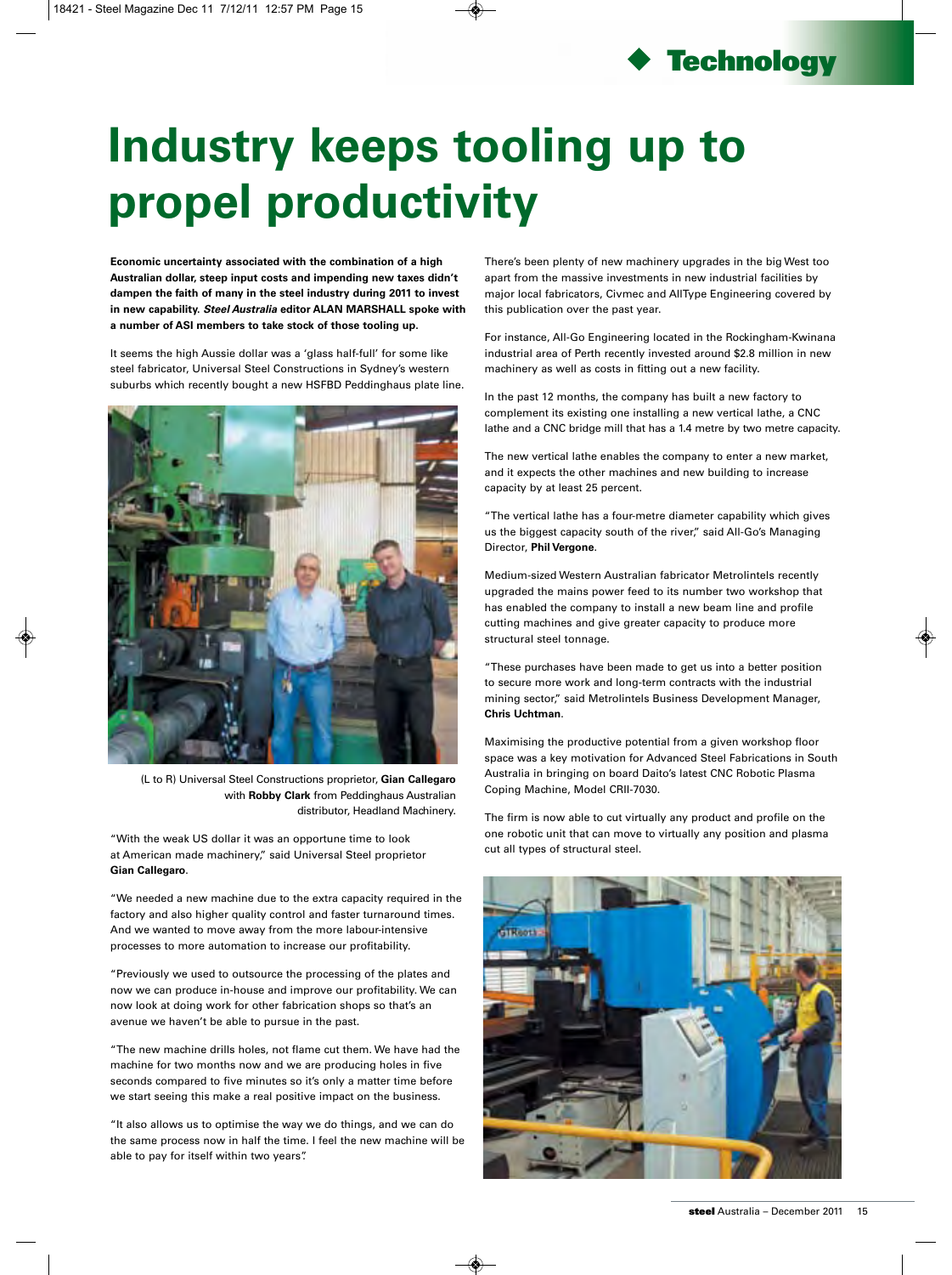# Industry keeps tooling up to propel productivity

**Economic uncertainty associated with the combination of a high Australian dollar, steep input costs and impending new taxes didn't dampen the faith of many in the steel industry during 2011 to invest in new capability. *Steel Australia* editor ALAN MARSHALL spoke with a number of ASI members to take stock of those tooling up.**

It seems the high Aussie dollar was a 'glass half-full' for some like steel fabricator, Universal Steel Constructions in Sydney's western suburbs which recently bought a new HSFBD Peddinghaus plate line.

(L to R) Universal Steel Constructions proprietor, **Gian Callegaro** with **Robby Clark** from Peddinghaus Australian distributor, Headland Machinery.

"With the weak US dollar it was an opportune time to look at American made machinery," said Universal Steel proprietor **Gian Callegaro**.

"We needed a new machine due to the extra capacity required in the factory and also higher quality control and faster turnaround times. And we wanted to move away from the more labour-intensive processes to more automation to increase our profitability.

"Previously we used to outsource the processing of the plates and now we can produce in-house and improve our profitability. We can now look at doing work for other fabrication shops so that's an avenue we haven't be able to pursue in the past.

"The new machine drills holes, not flame cut them. We have had the machine for two months now and we are producing holes in five seconds compared to five minutes so it's only a matter time before we start seeing this make a real positive impact on the business.

"It also allows us to optimise the way we do things, and we can do the same process now in half the time. I feel the new machine will be able to pay for itself within two years".

There's been plenty of new machinery upgrades in the big West too apart from the massive investments in new industrial facilities by major local fabricators, Civmec and AllType Engineering covered by this publication over the past year.

For instance, All-Go Engineering located in the Rockingham-Kwinana industrial area of Perth recently invested around $2.8 million in new machinery as well as costs in fitting out a new facility.

In the past 12 months, the company has built a new factory to complement its existing one installing a new vertical lathe, a CNC lathe and a CNC bridge mill that has a 1.4 metre by two metre capacity.

The new vertical lathe enables the company to enter a new market, and it expects the other machines and new building to increase capacity by at least 25 percent.

"The vertical lathe has a four-metre diameter capability which gives us the biggest capacity south of the river," said All-Go's Managing Director, **Phil Vergone**.

Medium-sized Western Australian fabricator Metrolintels recently upgraded the mains power feed to its number two workshop that has enabled the company to install a new beam line and profile cutting machines and give greater capacity to produce more structural steel tonnage.

"These purchases have been made to get us into a better position to secure more work and long-term contracts with the industrial mining sector," said Metrolintels Business Development Manager, **Chris Uchtman**.

Maximising the productive potential from a given workshop floor space was a key motivation for Advanced Steel Fabrications in South Australia in bringing on board Daito's latest CNC Robotic Plasma Coping Machine, Model CRII-7030.

The firm is now able to cut virtually any product and profile on the one robotic unit that can move to virtually any position and plasma cut all types of structural steel.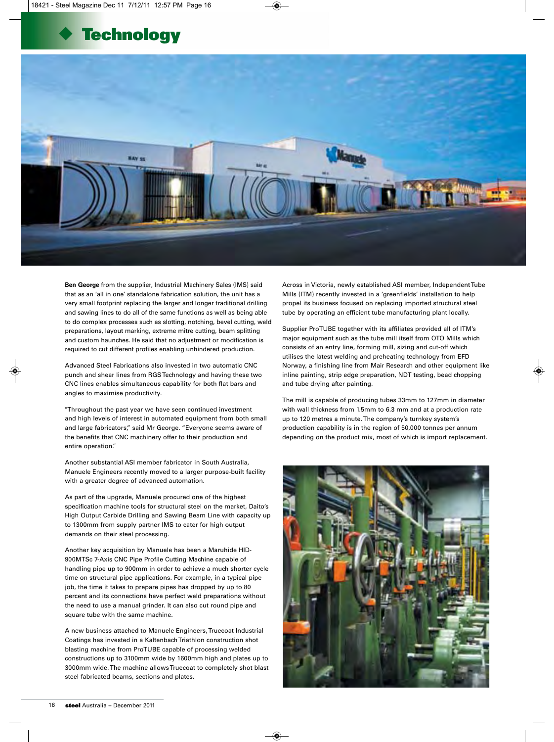# Technology

**Ben George** from the supplier, Industrial Machinery Sales (IMS) said that as an 'all in one' standalone fabrication solution, the unit has a very small footprint replacing the larger and longer traditional drilling and sawing lines to do all of the same functions as well as being able to do complex processes such as slotting, notching, bevel cutting, weld preparations, layout marking, extreme mitre cutting, beam splitting and custom haunches. He said that no adjustment or modification is required to cut different profiles enabling unhindered production.

Advanced Steel Fabrications also invested in two automatic CNC punch and shear lines from RGS Technology and having these two CNC lines enables simultaneous capability for both flat bars and angles to maximise productivity.

"Throughout the past year we have seen continued investment and high levels of interest in automated equipment from both small and large fabricators," said Mr George. "Everyone seems aware of the benefits that CNC machinery offer to their production and entire operation."

Another substantial ASI member fabricator in South Australia, Manuele Engineers recently moved to a larger purpose-built facility with a greater degree of advanced automation.

As part of the upgrade, Manuele procured one of the highest specification machine tools for structural steel on the market, Daito's High Output Carbide Drilling and Sawing Beam Line with capacity up to 1300mm from supply partner IMS to cater for high output demands on their steel processing.

Another key acquisition by Manuele has been a Maruhide HID-900MTSc 7-Axis CNC Pipe Profile Cutting Machine capable of handling pipe up to 900mm in order to achieve a much shorter cycle time on structural pipe applications. For example, in a typical pipe job, the time it takes to prepare pipes has dropped by up to 80 percent and its connections have perfect weld preparations without the need to use a manual grinder. It can also cut round pipe and square tube with the same machine.

A new business attached to Manuele Engineers, Truecoat Industrial Coatings has invested in a Kaltenbach Triathlon construction shot blasting machine from ProTUBE capable of processing welded constructions up to 3100mm wide by 1600mm high and plates up to 3000mm wide. The machine allows Truecoat to completely shot blast steel fabricated beams, sections and plates.

Across in Victoria, newly established ASI member, Independent Tube Mills (ITM) recently invested in a 'greenfields' installation to help propel its business focused on replacing imported structural steel tube by operating an efficient tube manufacturing plant locally.

Supplier ProTUBE together with its affiliates provided all of ITM's major equipment such as the tube mill itself from OTO Mills which consists of an entry line, forming mill, sizing and cut-off which utilises the latest welding and preheating technology from EFD Norway, a finishing line from Mair Research and other equipment like inline painting, strip edge preparation, NDT testing, bead chopping and tube drying after painting.

The mill is capable of producing tubes 33mm to 127mm in diameter with wall thickness from 1.5mm to 6.3 mm and at a production rate up to 120 metres a minute. The company's turnkey system's production capability is in the region of 50,000 tonnes per annum depending on the product mix, most of which is import replacement.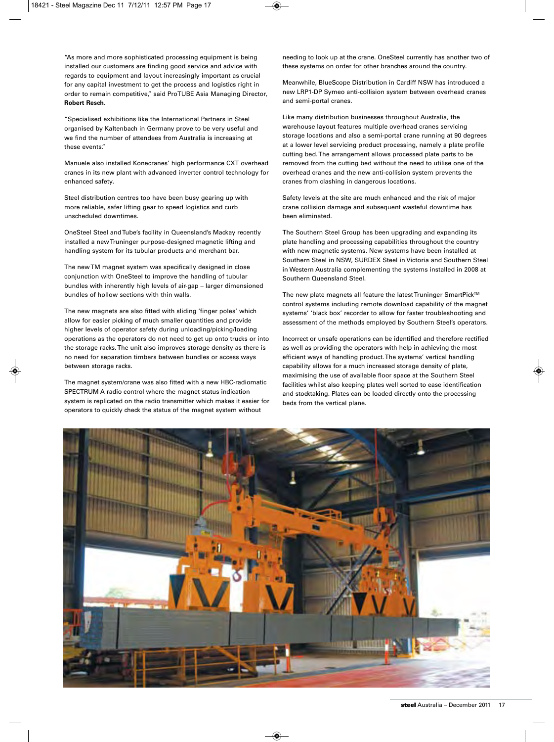"As more and more sophisticated processing equipment is being installed our customers are finding good service and advice with regards to equipment and layout increasingly important as crucial for any capital investment to get the process and logistics right in order to remain competitive," said ProTUBE Asia Managing Director, **Robert Resch**.

"Specialised exhibitions like the International Partners in Steel organised by Kaltenbach in Germany prove to be very useful and we find the number of attendees from Australia is increasing at these events."

Manuele also installed Konecranes' high performance CXT overhead cranes in its new plant with advanced inverter control technology for enhanced safety.

Steel distribution centres too have been busy gearing up with more reliable, safer lifting gear to speed logistics and curb unscheduled downtimes.

OneSteel Steel and Tube's facility in Queensland's Mackay recently installed a new Truninger purpose-designed magnetic lifting and handling system for its tubular products and merchant bar.

The new TM magnet system was specifically designed in close conjunction with OneSteel to improve the handling of tubular bundles with inherently high levels of air-gap – larger dimensioned bundles of hollow sections with thin walls.

The new magnets are also fitted with sliding 'finger poles' which allow for easier picking of much smaller quantities and provide higher levels of operator safety during unloading/picking/loading operations as the operators do not need to get up onto trucks or into the storage racks. The unit also improves storage density as there is no need for separation timbers between bundles or access ways between storage racks.

The magnet system/crane was also fitted with a new HBC-radiomatic SPECTRUM A radio control where the magnet status indication system is replicated on the radio transmitter which makes it easier for operators to quickly check the status of the magnet system without needing to look up at the crane. OneSteel currently has another two of these systems on order for other branches around the country.

Meanwhile, BlueScope Distribution in Cardiff NSW has introduced a new LRP1-DP Symeo anti-collision system between overhead cranes and semi-portal cranes.

Like many distribution businesses throughout Australia, the warehouse layout features multiple overhead cranes servicing storage locations and also a semi-portal crane running at 90 degrees at a lower level servicing product processing, namely a plate profile cutting bed. The arrangement allows processed plate parts to be removed from the cutting bed without the need to utilise one of the overhead cranes and the new anti-collision system prevents the cranes from clashing in dangerous locations.

Safety levels at the site are much enhanced and the risk of major crane collision damage and subsequent wasteful downtime has been eliminated.

The Southern Steel Group has been upgrading and expanding its plate handling and processing capabilities throughout the country with new magnetic systems. New systems have been installed at Southern Steel in NSW, SURDEX Steel in Victoria and Southern Steel in Western Australia complementing the systems installed in 2008 at Southern Queensland Steel.

The new plate magnets all feature the latest Truninger SmartPick™ control systems including remote download capability of the magnet systems' 'black box' recorder to allow for faster troubleshooting and assessment of the methods employed by Southern Steel's operators.

Incorrect or unsafe operations can be identified and therefore rectified as well as providing the operators with help in achieving the most efficient ways of handling product. The systems' vertical handling capability allows for a much increased storage density of plate, maximising the use of available floor space at the Southern Steel facilities whilst also keeping plates well sorted to ease identification and stocktaking. Plates can be loaded directly onto the processing beds from the vertical plane.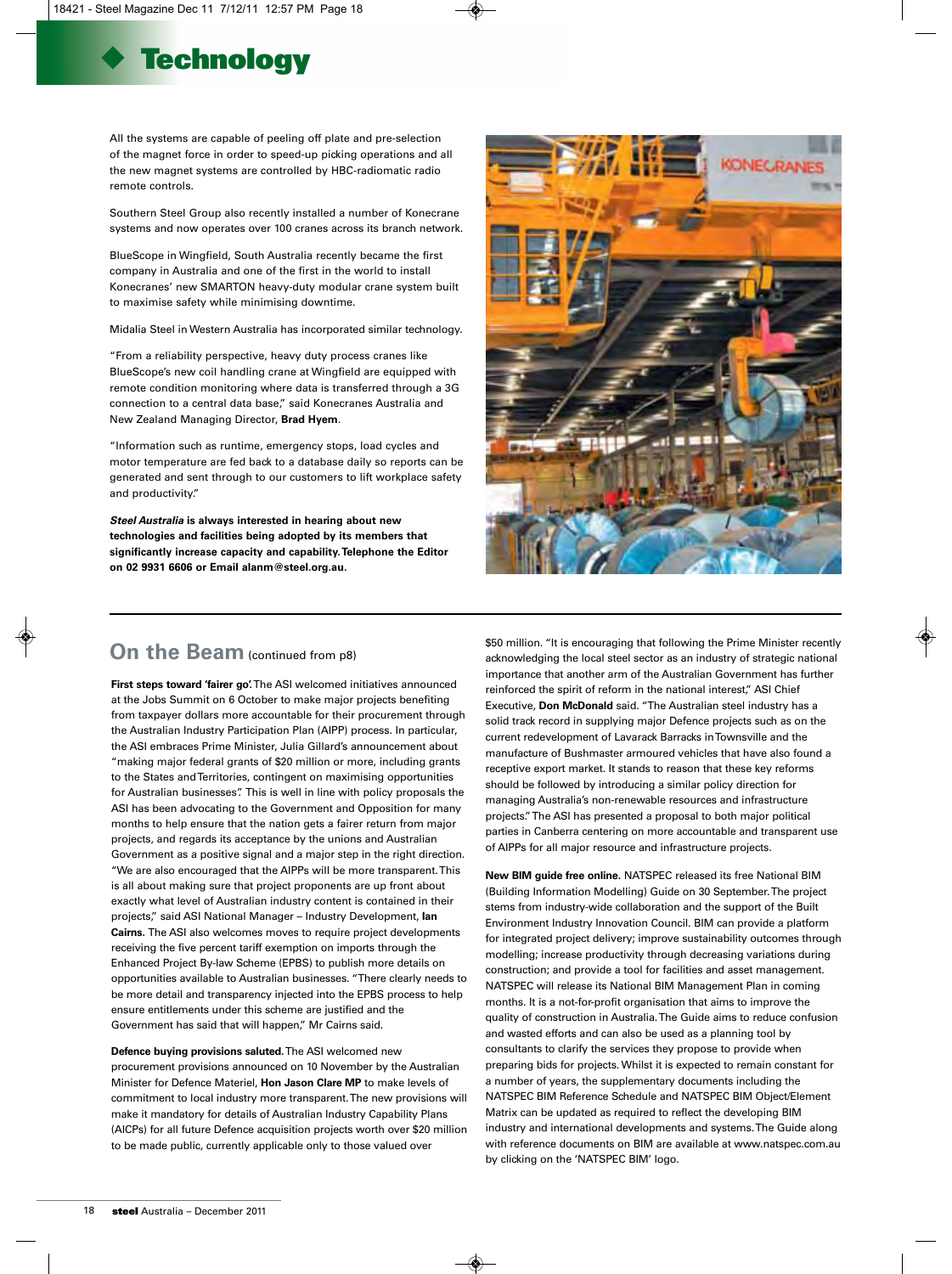# Technology

All the systems are capable of peeling off plate and pre-selection of the magnet force in order to speed-up picking operations and all the new magnet systems are controlled by HBC-radiomatic radio remote controls.

Southern Steel Group also recently installed a number of Konecrane systems and now operates over 100 cranes across its branch network.

BlueScope in Wingfield, South Australia recently became the first company in Australia and one of the first in the world to install Konecranes' new SMARTON heavy-duty modular crane system built to maximise safety while minimising downtime.

Midalia Steel in Western Australia has incorporated similar technology.

"From a reliability perspective, heavy duty process cranes like BlueScope's new coil handling crane at Wingfield are equipped with remote condition monitoring where data is transferred through a 3G connection to a central data base," said Konecranes Australia and New Zealand Managing Director, **Brad Hyem**.

"Information such as runtime, emergency stops, load cycles and motor temperature are fed back to a database daily so reports can be generated and sent through to our customers to lift workplace safety and productivity."

***Steel Australia*** **is always interested in hearing about new technologies and facilities being adopted by its members that significantly increase capacity and capability. Telephone the Editor on 02 9931 6606 or Email alanm@steel.org.au.**

## On the Beam (continued from p8)

**First steps toward 'fairer go'.** The ASI welcomed initiatives announced at the Jobs Summit on 6 October to make major projects benefiting from taxpayer dollars more accountable for their procurement through the Australian Industry Participation Plan (AIPP) process. In particular, the ASI embraces Prime Minister, Julia Gillard's announcement about "making major federal grants of $20 million or more, including grants to the States and Territories, contingent on maximising opportunities for Australian businesses". This is well in line with policy proposals the ASI has been advocating to the Government and Opposition for many months to help ensure that the nation gets a fairer return from major projects, and regards its acceptance by the unions and Australian Government as a positive signal and a major step in the right direction. "We are also encouraged that the AIPPs will be more transparent. This is all about making sure that project proponents are up front about exactly what level of Australian industry content is contained in their projects," said ASI National Manager – Industry Development, **Ian Cairns.** The ASI also welcomes moves to require project developments receiving the five percent tariff exemption on imports through the Enhanced Project By-law Scheme (EPBS) to publish more details on opportunities available to Australian businesses. "There clearly needs to be more detail and transparency injected into the EPBS process to help ensure entitlements under this scheme are justified and the Government has said that will happen," Mr Cairns said.

**Defence buying provisions saluted.** The ASI welcomed new procurement provisions announced on 10 November by the Australian Minister for Defence Materiel, **Hon Jason Clare MP** to make levels of commitment to local industry more transparent. The new provisions will make it mandatory for details of Australian Industry Capability Plans (AICPs) for all future Defence acquisition projects worth over $20 million to be made public, currently applicable only to those valued over $50 million. "It is encouraging that following the Prime Minister recently acknowledging the local steel sector as an industry of strategic national importance that another arm of the Australian Government has further reinforced the spirit of reform in the national interest," ASI Chief Executive, **Don McDonald** said. "The Australian steel industry has a solid track record in supplying major Defence projects such as on the current redevelopment of Lavarack Barracks in Townsville and the manufacture of Bushmaster armoured vehicles that have also found a receptive export market. It stands to reason that these key reforms should be followed by introducing a similar policy direction for managing Australia's non-renewable resources and infrastructure projects." The ASI has presented a proposal to both major political parties in Canberra centering on more accountable and transparent use of AIPPs for all major resource and infrastructure projects.

**New BIM guide free online.** NATSPEC released its free National BIM (Building Information Modelling) Guide on 30 September. The project stems from industry-wide collaboration and the support of the Built Environment Industry Innovation Council. BIM can provide a platform for integrated project delivery; improve sustainability outcomes through modelling; increase productivity through decreasing variations during construction; and provide a tool for facilities and asset management. NATSPEC will release its National BIM Management Plan in coming months. It is a not-for-profit organisation that aims to improve the quality of construction in Australia. The Guide aims to reduce confusion and wasted efforts and can also be used as a planning tool by consultants to clarify the services they propose to provide when preparing bids for projects. Whilst it is expected to remain constant for a number of years, the supplementary documents including the NATSPEC BIM Reference Schedule and NATSPEC BIM Object/Element Matrix can be updated as required to reflect the developing BIM industry and international developments and systems. The Guide along with reference documents on BIM are available at www.natspec.com.au by clicking on the 'NATSPEC BIM' logo.